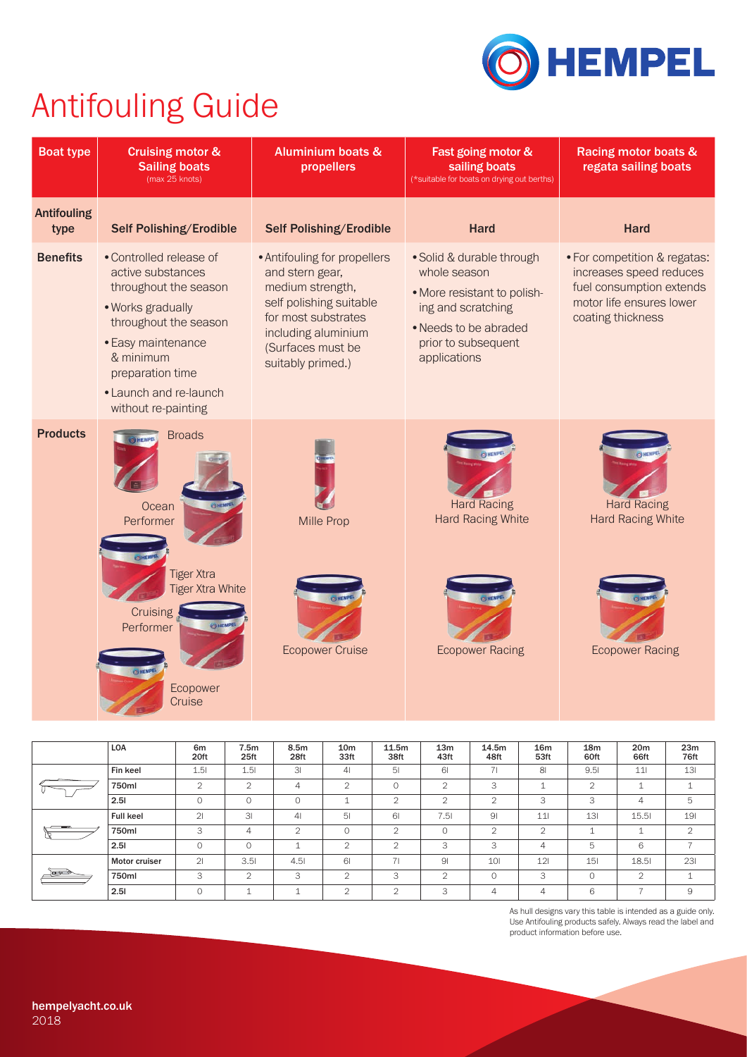# Antifouling Guide

| Boat type | Cruising motor & Sailing boats (max 25 knots) | Aluminium boats & propellers | Fast going motor & sailing boats (*suitable for boats on drying out berths) | Racing motor boats & regata sailing boats |
|---|---|---|---|---|
| Antifouling type | Self Polishing/Erodible | Self Polishing/Erodible | Hard | Hard |
| Benefits | • Controlled release of active substances throughout the season<br>• Works gradually throughout the season<br>• Easy maintenance & minimum preparation time<br>• Launch and re-launch without re-painting | • Antifouling for propellers and stern gear, medium strength, self polishing suitable for most substrates including aluminium (Surfaces must be suitably primed.) | • Solid & durable through whole season<br>• More resistant to polish-ing and scratching<br>• Needs to be abraded prior to subsequent applications | • For competition & regatas: increases speed reduces fuel consumption extends motor life ensures lower coating thickness |
| Products | Broads<br>Ocean Performer<br>Tiger Xtra<br>Tiger Xtra White<br>Cruising Performer<br>Ecopower Cruise | Mille Prop<br>Ecopower Cruise | Hard Racing<br>Hard Racing White<br>Ecopower Racing | Hard Racing<br>Hard Racing White<br>Ecopower Racing |

| LOA | 6m 20ft | 7.5m 25ft | 8.5m 28ft | 10m 33ft | 11.5m 38ft | 13m 43ft | 14.5m 48ft | 16m 53ft | 18m 60ft | 20m 66ft | 23m 76ft |
|---|---|---|---|---|---|---|---|---|---|---|---|
| Fin keel | 1.5l | 1.5l | 3l | 4l | 5l | 6l | 7l | 8l | 9.5l | 11l | 13l |
| 750ml | 2 | 2 | 4 | 2 | 0 | 2 | 3 | 1 | 2 | 1 | 1 |
| 2.5l | 0 | 0 | 0 | 1 | 2 | 2 | 2 | 3 | 3 | 4 | 5 |
| Full keel | 2l | 3l | 4l | 5l | 6l | 7.5l | 9l | 11l | 13l | 15.5l | 19l |
| 750ml | 3 | 4 | 2 | 0 | 2 | 0 | 2 | 2 | 1 | 1 | 2 |
| 2.5l | 0 | 0 | 1 | 2 | 2 | 3 | 3 | 4 | 5 | 6 | 7 |
| Motor cruiser | 2l | 3.5l | 4.5l | 6l | 7l | 9l | 10l | 12l | 15l | 18.5l | 23l |
| 750ml | 3 | 2 | 3 | 2 | 3 | 2 | 0 | 3 | 0 | 2 | 1 |
| 2.5l | 0 | 1 | 1 | 2 | 2 | 3 | 4 | 4 | 6 | 7 | 9 |

As hull designs vary this table is intended as a guide only. Use Antifouling products safely. Always read the label and product information before use.

hempelyacht.co.uk
2018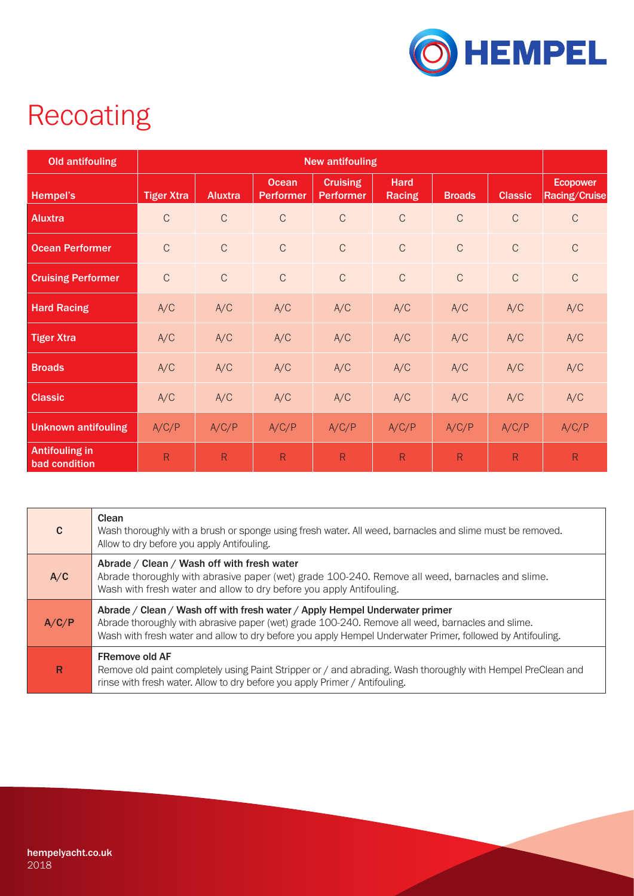# Recoating

| Old antifouling | New antifouling | | | | | | | |
|---|---|---|---|---|---|---|---|---|
| **Hempel's** | **Tiger Xtra** | **Aluxtra** | **Ocean Performer** | **Cruising Performer** | **Hard Racing** | **Broads** | **Classic** | **Ecopower Racing/Cruise** |
| **Aluxtra** | C | C | C | C | C | C | C | C |
| **Ocean Performer** | C | C | C | C | C | C | C | C |
| **Cruising Performer** | C | C | C | C | C | C | C | C |
| **Hard Racing** | A/C | A/C | A/C | A/C | A/C | A/C | A/C | A/C |
| **Tiger Xtra** | A/C | A/C | A/C | A/C | A/C | A/C | A/C | A/C |
| **Broads** | A/C | A/C | A/C | A/C | A/C | A/C | A/C | A/C |
| **Classic** | A/C | A/C | A/C | A/C | A/C | A/C | A/C | A/C |
| **Unknown antifouling** | A/C/P | A/C/P | A/C/P | A/C/P | A/C/P | A/C/P | A/C/P | A/C/P |
| **Antifouling in bad condition** | R | R | R | R | R | R | R | R |

| | |
|---|---|
| **C** | **Clean**<br>Wash thoroughly with a brush or sponge using fresh water. All weed, barnacles and slime must be removed. Allow to dry before you apply Antifouling. |
| **A/C** | **Abrade / Clean / Wash off with fresh water**<br>Abrade thoroughly with abrasive paper (wet) grade 100-240. Remove all weed, barnacles and slime. Wash with fresh water and allow to dry before you apply Antifouling. |
| **A/C/P** | **Abrade / Clean / Wash off with fresh water / Apply Hempel Underwater primer**<br>Abrade thoroughly with abrasive paper (wet) grade 100-240. Remove all weed, barnacles and slime. Wash with fresh water and allow to dry before you apply Hempel Underwater Primer, followed by Antifouling. |
| **R** | **FRemove old AF**<br>Remove old paint completely using Paint Stripper or / and abrading. Wash thoroughly with Hempel PreClean and rinse with fresh water. Allow to dry before you apply Primer / Antifouling. |

hempelyacht.co.uk
2018